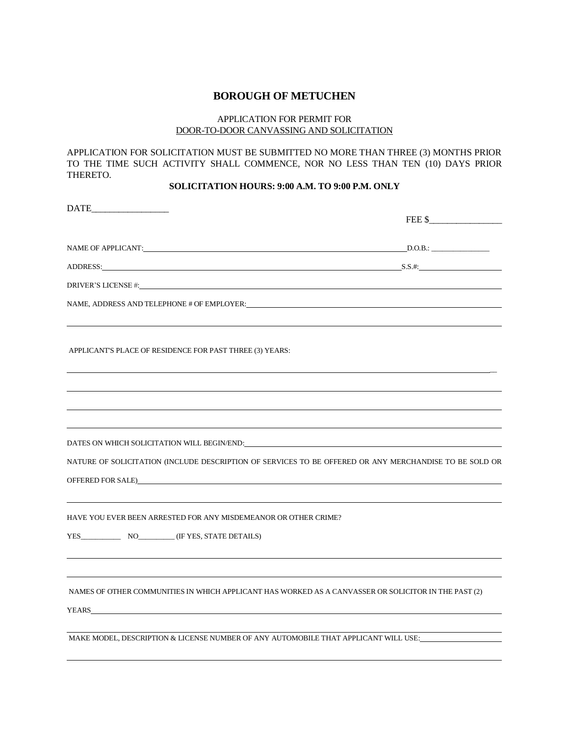# BOROUGH OF METUCHEN

APPLICATION FOR PERMIT FOR
DOOR-TO-DOOR CANVASSING AND SOLICITATION

APPLICATION FOR SOLICITATION MUST BE SUBMITTED NO MORE THAN THREE (3) MONTHS PRIOR TO THE TIME SUCH ACTIVITY SHALL COMMENCE, NOR NO LESS THAN TEN (10) DAYS PRIOR THERETO.

**SOLICITATION HOURS: 9:00 A.M. TO 9:00 P.M. ONLY**

DATE________________

FEE $________________

NAME OF APPLICANT:______________________________ D.O.B.: ______________

ADDRESS:______________________________ S.S.#:______________

DRIVER'S LICENSE #:______________________________

NAME, ADDRESS AND TELEPHONE # OF EMPLOYER:______________________________

______________________________

APPLICANT'S PLACE OF RESIDENCE FOR PAST THREE (3) YEARS:

______________________________

______________________________

______________________________

______________________________

DATES ON WHICH SOLICITATION WILL BEGIN/END:______________________________

NATURE OF SOLICITATION (INCLUDE DESCRIPTION OF SERVICES TO BE OFFERED OR ANY MERCHANDISE TO BE SOLD OR OFFERED FOR SALE)______________________________

______________________________

HAVE YOU EVER BEEN ARRESTED FOR ANY MISDEMEANOR OR OTHER CRIME?

YES__________ NO_________ (IF YES, STATE DETAILS)

______________________________

______________________________

NAMES OF OTHER COMMUNITIES IN WHICH APPLICANT HAS WORKED AS A CANVASSER OR SOLICITOR IN THE PAST (2) YEARS______________________________

______________________________

MAKE MODEL, DESCRIPTION & LICENSE NUMBER OF ANY AUTOMOBILE THAT APPLICANT WILL USE:______________

______________________________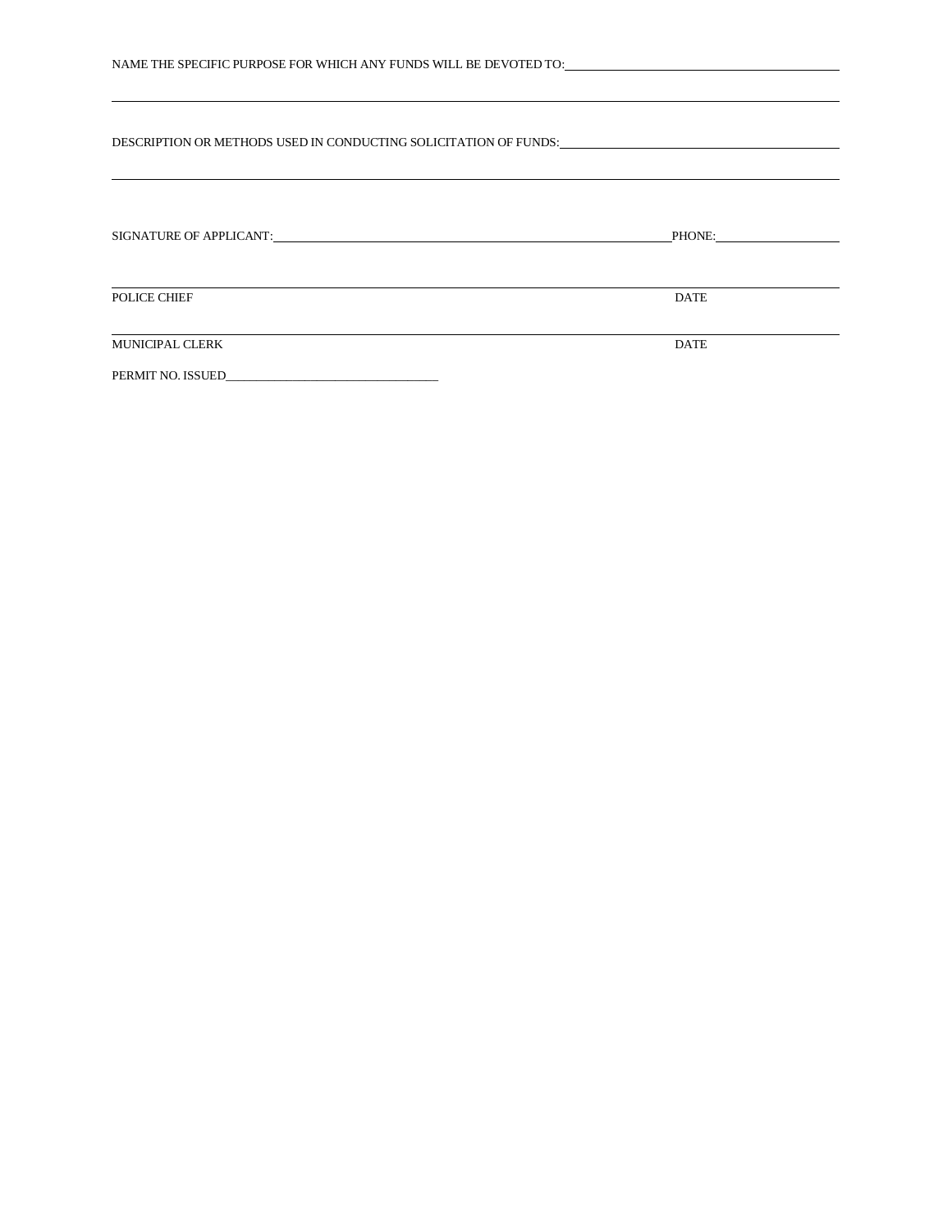NAME THE SPECIFIC PURPOSE FOR WHICH ANY FUNDS WILL BE DEVOTED TO:\_\_\_\_\_\_\_\_\_\_\_\_\_\_\_\_\_\_\_\_\_\_\_\_\_\_\_\_\_\_\_\_\_\_\_\_\_\_\_\_

\_\_\_\_\_\_\_\_\_\_\_\_\_\_\_\_\_\_\_\_\_\_\_\_\_\_\_\_\_\_\_\_\_\_\_\_\_\_\_\_\_\_\_\_\_\_\_\_\_\_\_\_\_\_\_\_\_\_\_\_\_\_\_\_\_\_\_\_\_\_\_\_\_\_\_\_\_\_\_\_\_\_\_\_\_\_\_\_\_\_\_\_\_\_\_\_\_\_

DESCRIPTION OR METHODS USED IN CONDUCTING SOLICITATION OF FUNDS:\_\_\_\_\_\_\_\_\_\_\_\_\_\_\_\_\_\_\_\_\_\_\_\_\_\_\_\_\_\_\_\_\_\_\_\_\_\_\_\_

\_\_\_\_\_\_\_\_\_\_\_\_\_\_\_\_\_\_\_\_\_\_\_\_\_\_\_\_\_\_\_\_\_\_\_\_\_\_\_\_\_\_\_\_\_\_\_\_\_\_\_\_\_\_\_\_\_\_\_\_\_\_\_\_\_\_\_\_\_\_\_\_\_\_\_\_\_\_\_\_\_\_\_\_\_\_\_\_\_\_\_\_\_\_\_\_\_\_

SIGNATURE OF APPLICANT:\_\_\_\_\_\_\_\_\_\_\_\_\_\_\_\_\_\_\_\_\_\_\_\_\_\_\_\_\_\_\_\_\_\_\_\_\_\_\_\_\_\_\_\_\_\_\_\_\_\_\_\_\_\_\_\_\_\_\_\_\_\_ PHONE:\_\_\_\_\_\_\_\_\_\_\_\_\_\_\_\_\_\_\_\_

\_\_\_\_\_\_\_\_\_\_\_\_\_\_\_\_\_\_\_\_\_\_\_\_\_\_\_\_\_\_\_\_\_\_\_\_\_\_\_\_\_\_\_\_\_\_\_\_\_\_\_\_\_\_\_\_\_\_\_\_\_\_\_\_\_\_\_\_\_\_\_\_\_\_\_\_\_\_\_\_\_\_\_\_\_\_\_\_\_\_\_\_\_\_\_\_\_\_
POLICE CHIEF DATE

\_\_\_\_\_\_\_\_\_\_\_\_\_\_\_\_\_\_\_\_\_\_\_\_\_\_\_\_\_\_\_\_\_\_\_\_\_\_\_\_\_\_\_\_\_\_\_\_\_\_\_\_\_\_\_\_\_\_\_\_\_\_\_\_\_\_\_\_\_\_\_\_\_\_\_\_\_\_\_\_\_\_\_\_\_\_\_\_\_\_\_\_\_\_\_\_\_\_
MUNICIPAL CLERK DATE

PERMIT NO. ISSUED\_\_\_\_\_\_\_\_\_\_\_\_\_\_\_\_\_\_\_\_\_\_\_\_\_\_\_\_\_\_\_\_\_\_\_\_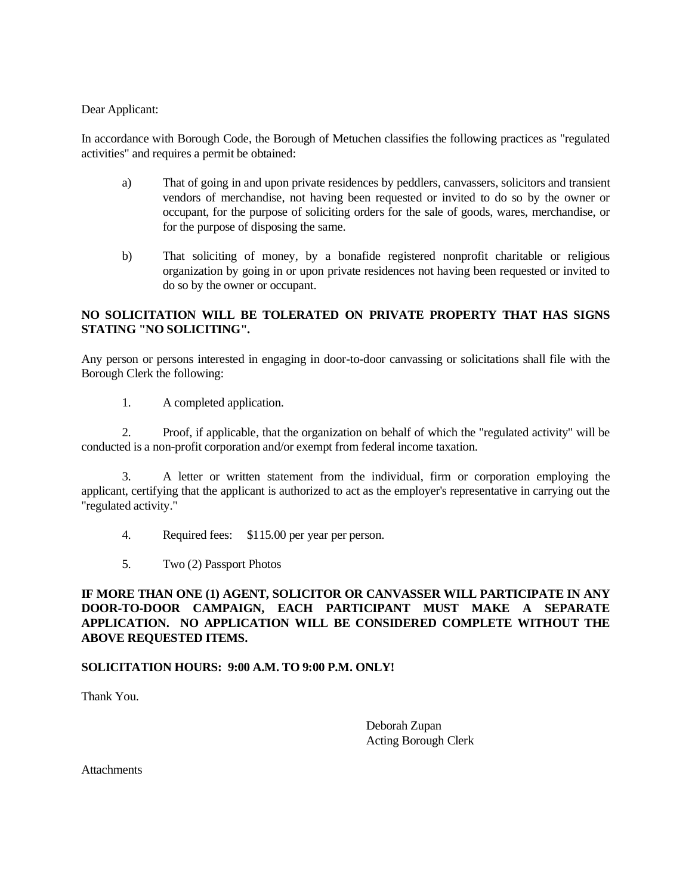Dear Applicant:

In accordance with Borough Code, the Borough of Metuchen classifies the following practices as "regulated activities" and requires a permit be obtained:

a) That of going in and upon private residences by peddlers, canvassers, solicitors and transient vendors of merchandise, not having been requested or invited to do so by the owner or occupant, for the purpose of soliciting orders for the sale of goods, wares, merchandise, or for the purpose of disposing the same.

b) That soliciting of money, by a bonafide registered nonprofit charitable or religious organization by going in or upon private residences not having been requested or invited to do so by the owner or occupant.

**NO SOLICITATION WILL BE TOLERATED ON PRIVATE PROPERTY THAT HAS SIGNS STATING "NO SOLICITING".**

Any person or persons interested in engaging in door-to-door canvassing or solicitations shall file with the Borough Clerk the following:

1. A completed application.

2. Proof, if applicable, that the organization on behalf of which the "regulated activity" will be conducted is a non-profit corporation and/or exempt from federal income taxation.

3. A letter or written statement from the individual, firm or corporation employing the applicant, certifying that the applicant is authorized to act as the employer's representative in carrying out the "regulated activity."

4. Required fees: $115.00 per year per person.

5. Two (2) Passport Photos

**IF MORE THAN ONE (1) AGENT, SOLICITOR OR CANVASSER WILL PARTICIPATE IN ANY DOOR-TO-DOOR CAMPAIGN, EACH PARTICIPANT MUST MAKE A SEPARATE APPLICATION. NO APPLICATION WILL BE CONSIDERED COMPLETE WITHOUT THE ABOVE REQUESTED ITEMS.**

**SOLICITATION HOURS: 9:00 A.M. TO 9:00 P.M. ONLY!**

Thank You.

Deborah Zupan
Acting Borough Clerk

Attachments